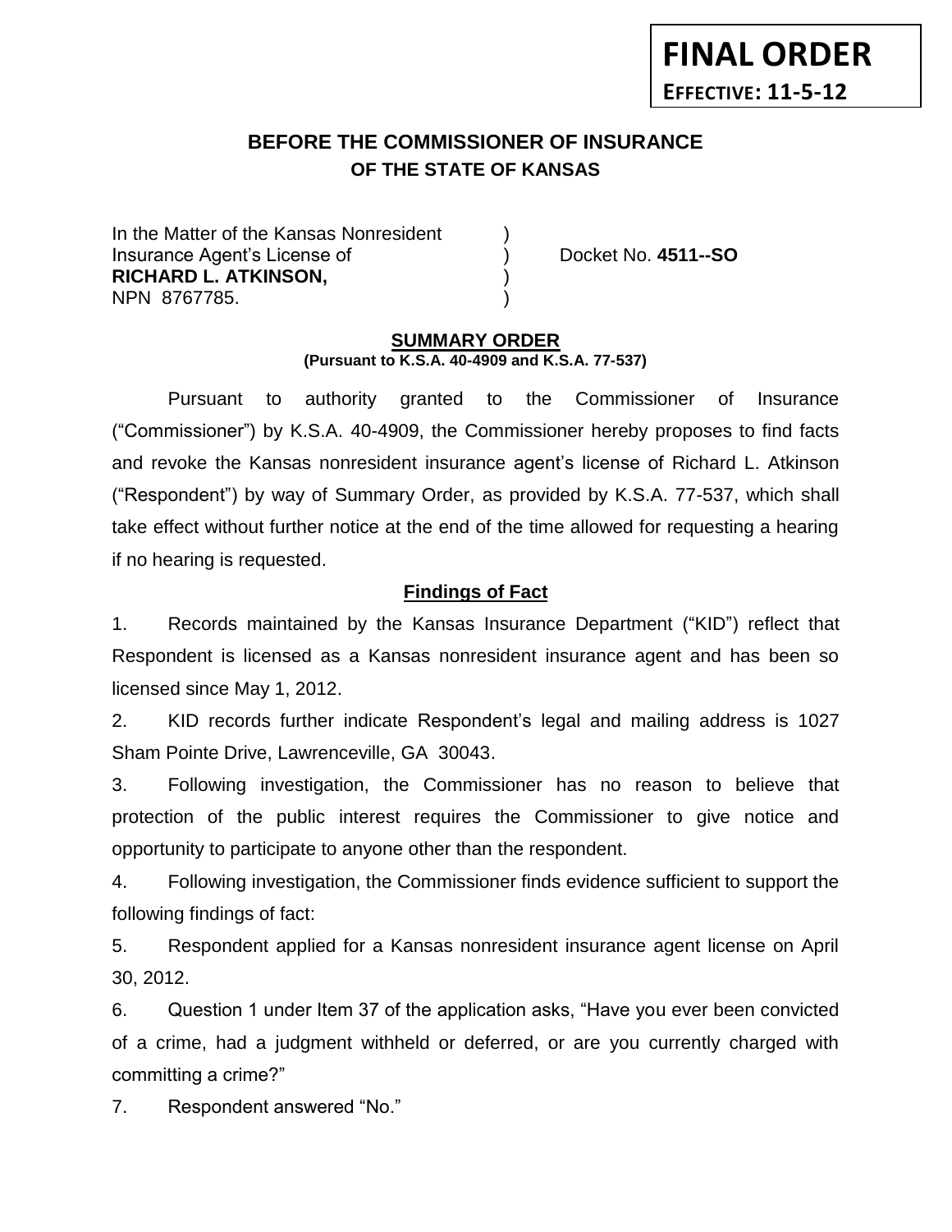**FINAL ORDER**

**EFFECTIVE: 11-5-12**

# BEFORE THE COMMISSIONER OF INSURANCE
## OF THE STATE OF KANSAS

In the Matter of the Kansas Nonresident )
Insurance Agent's License of ) Docket No. **4511--SO**
**RICHARD L. ATKINSON,** )
NPN 8767785. )

## SUMMARY ORDER
**(Pursuant to K.S.A. 40-4909 and K.S.A. 77-537)**

Pursuant to authority granted to the Commissioner of Insurance ("Commissioner") by K.S.A. 40-4909, the Commissioner hereby proposes to find facts and revoke the Kansas nonresident insurance agent's license of Richard L. Atkinson ("Respondent") by way of Summary Order, as provided by K.S.A. 77-537, which shall take effect without further notice at the end of the time allowed for requesting a hearing if no hearing is requested.

### Findings of Fact

1. Records maintained by the Kansas Insurance Department ("KID") reflect that Respondent is licensed as a Kansas nonresident insurance agent and has been so licensed since May 1, 2012.

2. KID records further indicate Respondent's legal and mailing address is 1027 Sham Pointe Drive, Lawrenceville, GA 30043.

3. Following investigation, the Commissioner has no reason to believe that protection of the public interest requires the Commissioner to give notice and opportunity to participate to anyone other than the respondent.

4. Following investigation, the Commissioner finds evidence sufficient to support the following findings of fact:

5. Respondent applied for a Kansas nonresident insurance agent license on April 30, 2012.

6. Question 1 under Item 37 of the application asks, "Have you ever been convicted of a crime, had a judgment withheld or deferred, or are you currently charged with committing a crime?"

7. Respondent answered "No."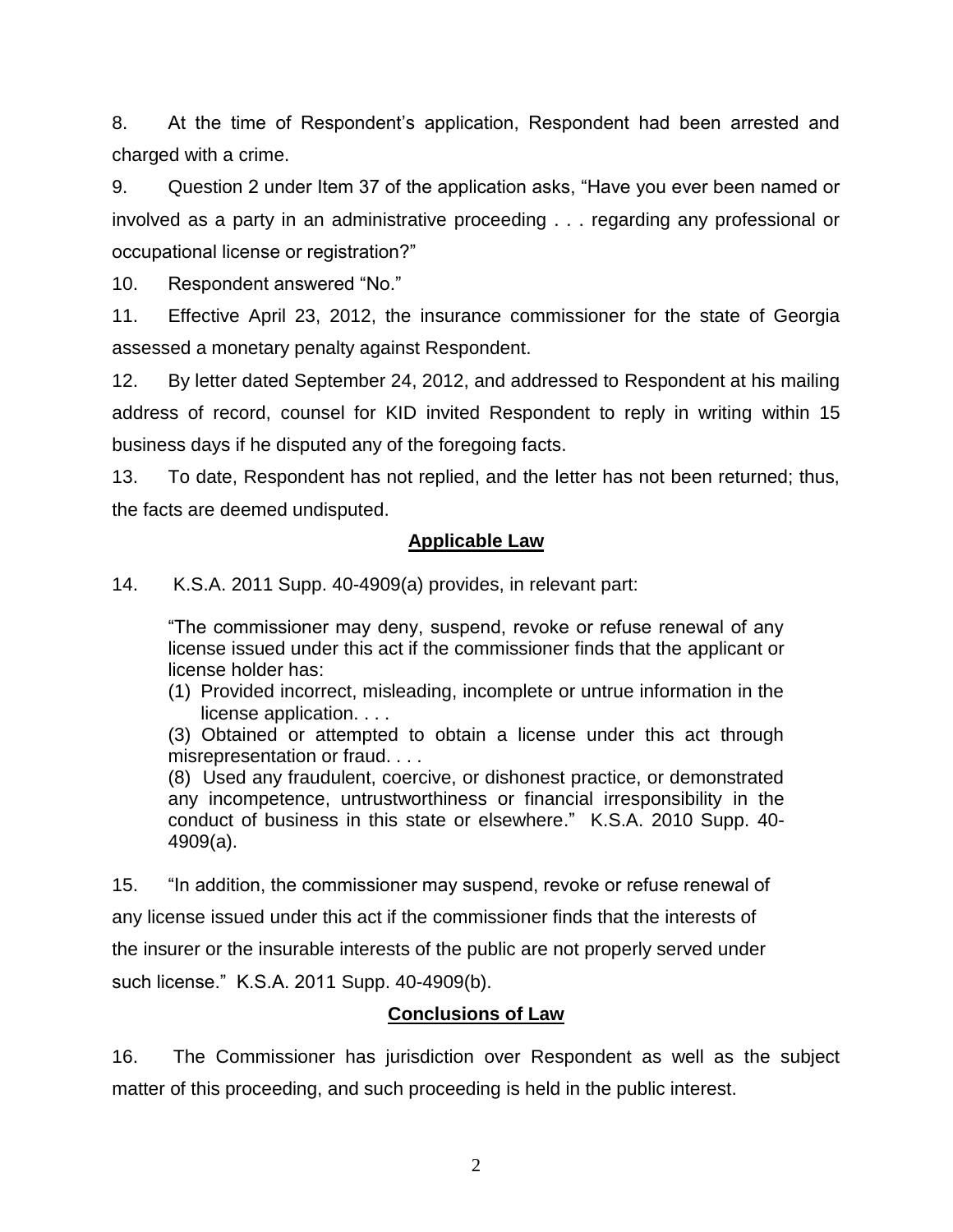8. At the time of Respondent's application, Respondent had been arrested and charged with a crime.

9. Question 2 under Item 37 of the application asks, "Have you ever been named or involved as a party in an administrative proceeding . . . regarding any professional or occupational license or registration?"

10. Respondent answered "No."

11. Effective April 23, 2012, the insurance commissioner for the state of Georgia assessed a monetary penalty against Respondent.

12. By letter dated September 24, 2012, and addressed to Respondent at his mailing address of record, counsel for KID invited Respondent to reply in writing within 15 business days if he disputed any of the foregoing facts.

13. To date, Respondent has not replied, and the letter has not been returned; thus, the facts are deemed undisputed.

## Applicable Law

14. K.S.A. 2011 Supp. 40-4909(a) provides, in relevant part:

> "The commissioner may deny, suspend, revoke or refuse renewal of any license issued under this act if the commissioner finds that the applicant or license holder has:
>
> (1) Provided incorrect, misleading, incomplete or untrue information in the license application. . . .
>
> (3) Obtained or attempted to obtain a license under this act through misrepresentation or fraud. . . .
>
> (8) Used any fraudulent, coercive, or dishonest practice, or demonstrated any incompetence, untrustworthiness or financial irresponsibility in the conduct of business in this state or elsewhere." K.S.A. 2010 Supp. 40-4909(a).

15. "In addition, the commissioner may suspend, revoke or refuse renewal of any license issued under this act if the commissioner finds that the interests of the insurer or the insurable interests of the public are not properly served under such license." K.S.A. 2011 Supp. 40-4909(b).

## Conclusions of Law

16. The Commissioner has jurisdiction over Respondent as well as the subject matter of this proceeding, and such proceeding is held in the public interest.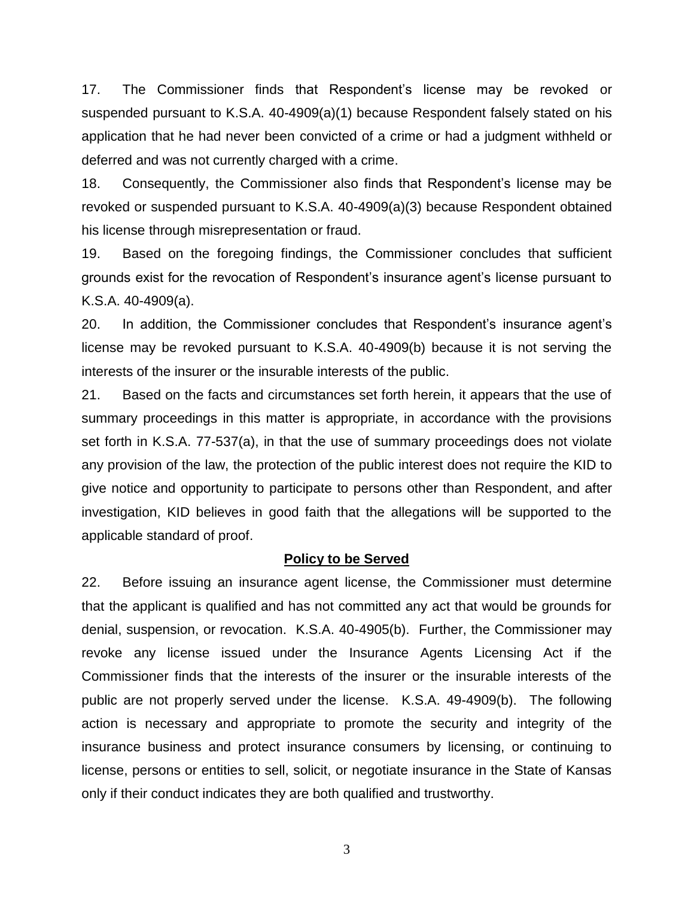17. The Commissioner finds that Respondent's license may be revoked or suspended pursuant to K.S.A. 40-4909(a)(1) because Respondent falsely stated on his application that he had never been convicted of a crime or had a judgment withheld or deferred and was not currently charged with a crime.

18. Consequently, the Commissioner also finds that Respondent's license may be revoked or suspended pursuant to K.S.A. 40-4909(a)(3) because Respondent obtained his license through misrepresentation or fraud.

19. Based on the foregoing findings, the Commissioner concludes that sufficient grounds exist for the revocation of Respondent's insurance agent's license pursuant to K.S.A. 40-4909(a).

20. In addition, the Commissioner concludes that Respondent's insurance agent's license may be revoked pursuant to K.S.A. 40-4909(b) because it is not serving the interests of the insurer or the insurable interests of the public.

21. Based on the facts and circumstances set forth herein, it appears that the use of summary proceedings in this matter is appropriate, in accordance with the provisions set forth in K.S.A. 77-537(a), in that the use of summary proceedings does not violate any provision of the law, the protection of the public interest does not require the KID to give notice and opportunity to participate to persons other than Respondent, and after investigation, KID believes in good faith that the allegations will be supported to the applicable standard of proof.

**Policy to be Served**

22. Before issuing an insurance agent license, the Commissioner must determine that the applicant is qualified and has not committed any act that would be grounds for denial, suspension, or revocation. K.S.A. 40-4905(b). Further, the Commissioner may revoke any license issued under the Insurance Agents Licensing Act if the Commissioner finds that the interests of the insurer or the insurable interests of the public are not properly served under the license. K.S.A. 49-4909(b). The following action is necessary and appropriate to promote the security and integrity of the insurance business and protect insurance consumers by licensing, or continuing to license, persons or entities to sell, solicit, or negotiate insurance in the State of Kansas only if their conduct indicates they are both qualified and trustworthy.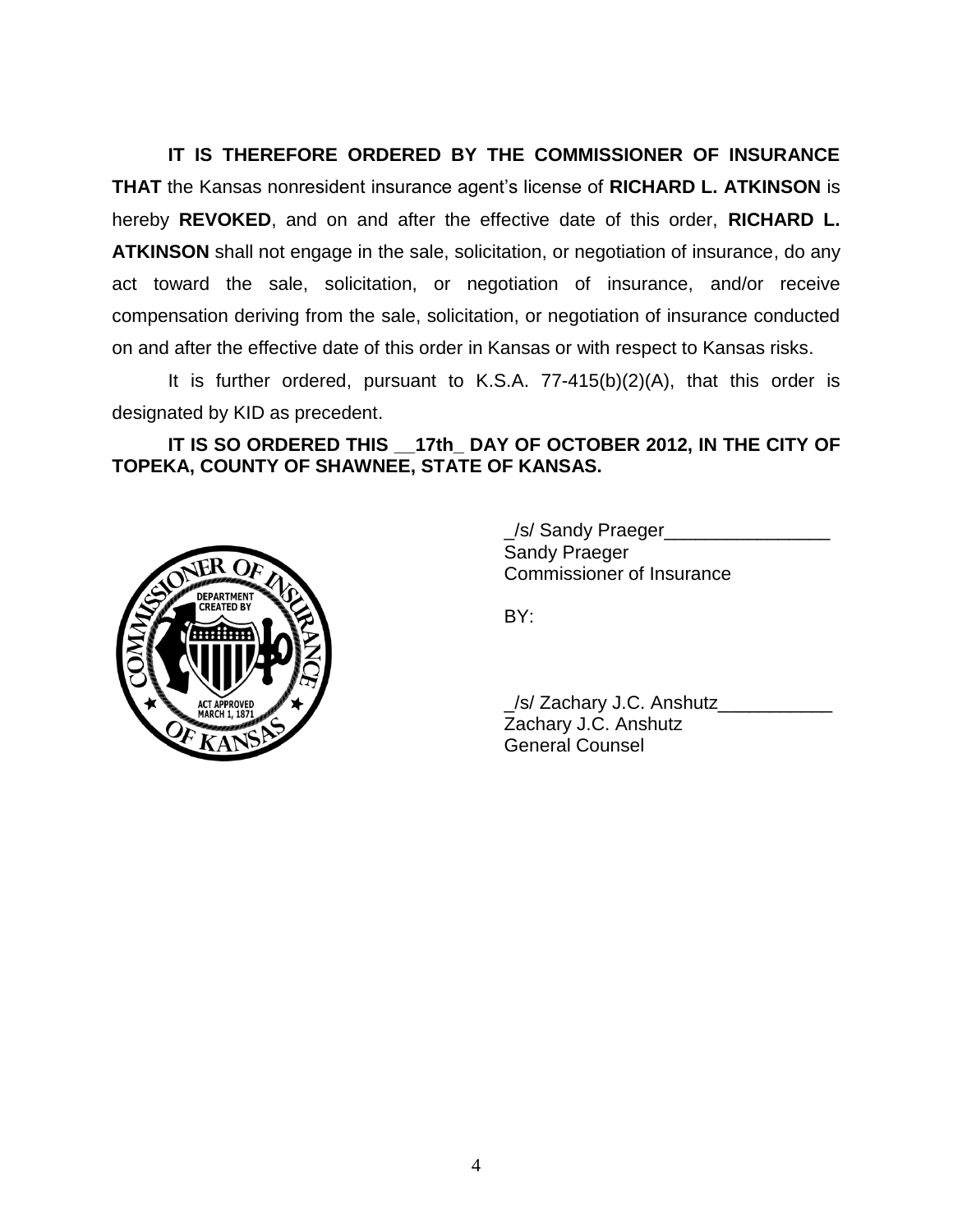**IT IS THEREFORE ORDERED BY THE COMMISSIONER OF INSURANCE THAT** the Kansas nonresident insurance agent's license of **RICHARD L. ATKINSON** is hereby **REVOKED**, and on and after the effective date of this order, **RICHARD L. ATKINSON** shall not engage in the sale, solicitation, or negotiation of insurance, do any act toward the sale, solicitation, or negotiation of insurance, and/or receive compensation deriving from the sale, solicitation, or negotiation of insurance conducted on and after the effective date of this order in Kansas or with respect to Kansas risks.

It is further ordered, pursuant to K.S.A. 77-415(b)(2)(A), that this order is designated by KID as precedent.

**IT IS SO ORDERED THIS __17th_ DAY OF OCTOBER 2012, IN THE CITY OF TOPEKA, COUNTY OF SHAWNEE, STATE OF KANSAS.**

_/s/ Sandy Praeger________________
Sandy Praeger
Commissioner of Insurance

BY:

_/s/ Zachary J.C. Anshutz___________
Zachary J.C. Anshutz
General Counsel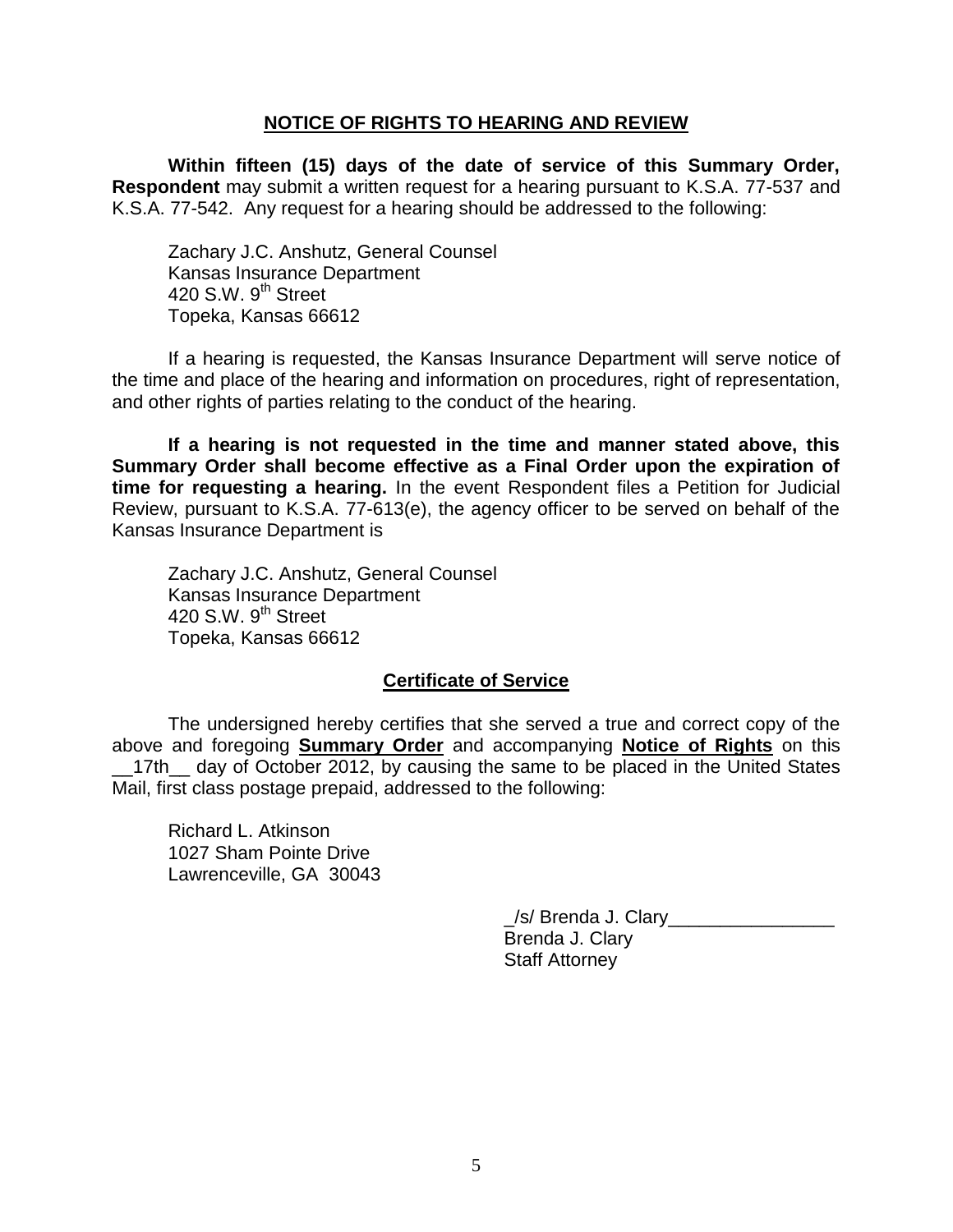## NOTICE OF RIGHTS TO HEARING AND REVIEW

**Within fifteen (15) days of the date of service of this Summary Order, Respondent** may submit a written request for a hearing pursuant to K.S.A. 77-537 and K.S.A. 77-542. Any request for a hearing should be addressed to the following:

Zachary J.C. Anshutz, General Counsel
Kansas Insurance Department
420 S.W. 9th Street
Topeka, Kansas 66612

If a hearing is requested, the Kansas Insurance Department will serve notice of the time and place of the hearing and information on procedures, right of representation, and other rights of parties relating to the conduct of the hearing.

**If a hearing is not requested in the time and manner stated above, this Summary Order shall become effective as a Final Order upon the expiration of time for requesting a hearing.** In the event Respondent files a Petition for Judicial Review, pursuant to K.S.A. 77-613(e), the agency officer to be served on behalf of the Kansas Insurance Department is

Zachary J.C. Anshutz, General Counsel
Kansas Insurance Department
420 S.W. 9th Street
Topeka, Kansas 66612

## Certificate of Service

The undersigned hereby certifies that she served a true and correct copy of the above and foregoing **Summary Order** and accompanying **Notice of Rights** on this __17th__ day of October 2012, by causing the same to be placed in the United States Mail, first class postage prepaid, addressed to the following:

Richard L. Atkinson
1027 Sham Pointe Drive
Lawrenceville, GA 30043

_/s/ Brenda J. Clary________________
Brenda J. Clary
Staff Attorney